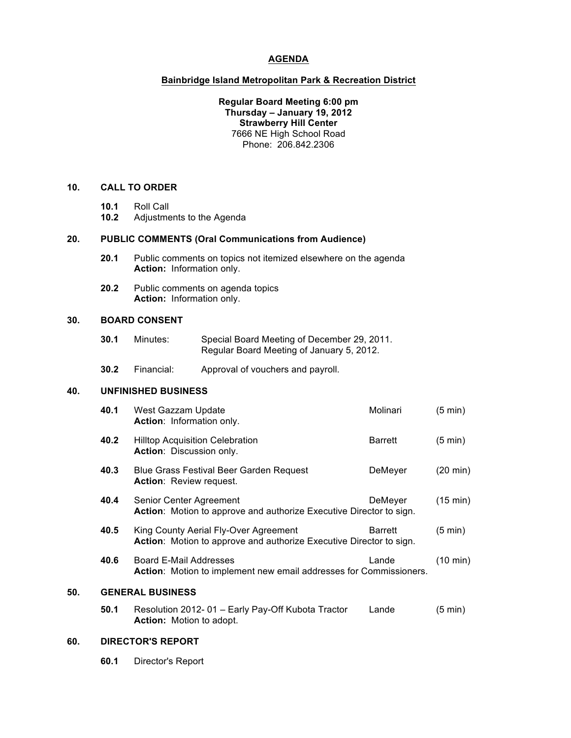# AGENDA

## Bainbridge Island Metropolitan Park & Recreation District

**Regular Board Meeting 6:00 pm**
**Thursday – January 19, 2012**
**Strawberry Hill Center**
7666 NE High School Road
Phone: 206.842.2306

### 10. CALL TO ORDER

- **10.1** Roll Call
- **10.2** Adjustments to the Agenda

### 20. PUBLIC COMMENTS (Oral Communications from Audience)

- **20.1** Public comments on topics not itemized elsewhere on the agenda
  **Action:** Information only.
- **20.2** Public comments on agenda topics
  **Action:** Information only.

### 30. BOARD CONSENT

- **30.1** Minutes: Special Board Meeting of December 29, 2011.
  Regular Board Meeting of January 5, 2012.
- **30.2** Financial: Approval of vouchers and payroll.

### 40. UNFINISHED BUSINESS

| | Item | Presenter | Time |
|---|---|---|---|
| **40.1** | West Gazzam Update<br>**Action**: Information only. | Molinari | (5 min) |
| **40.2** | Hilltop Acquisition Celebration<br>**Action**: Discussion only. | Barrett | (5 min) |
| **40.3** | Blue Grass Festival Beer Garden Request<br>**Action**: Review request. | DeMeyer | (20 min) |
| **40.4** | Senior Center Agreement<br>**Action**: Motion to approve and authorize Executive Director to sign. | DeMeyer | (15 min) |
| **40.5** | King County Aerial Fly-Over Agreement<br>**Action**: Motion to approve and authorize Executive Director to sign. | Barrett | (5 min) |
| **40.6** | Board E-Mail Addresses<br>**Action**: Motion to implement new email addresses for Commissioners. | Lande | (10 min) |

### 50. GENERAL BUSINESS

| | Item | Presenter | Time |
|---|---|---|---|
| **50.1** | Resolution 2012- 01 – Early Pay-Off Kubota Tractor<br>**Action:** Motion to adopt. | Lande | (5 min) |

### 60. DIRECTOR'S REPORT

- **60.1** Director's Report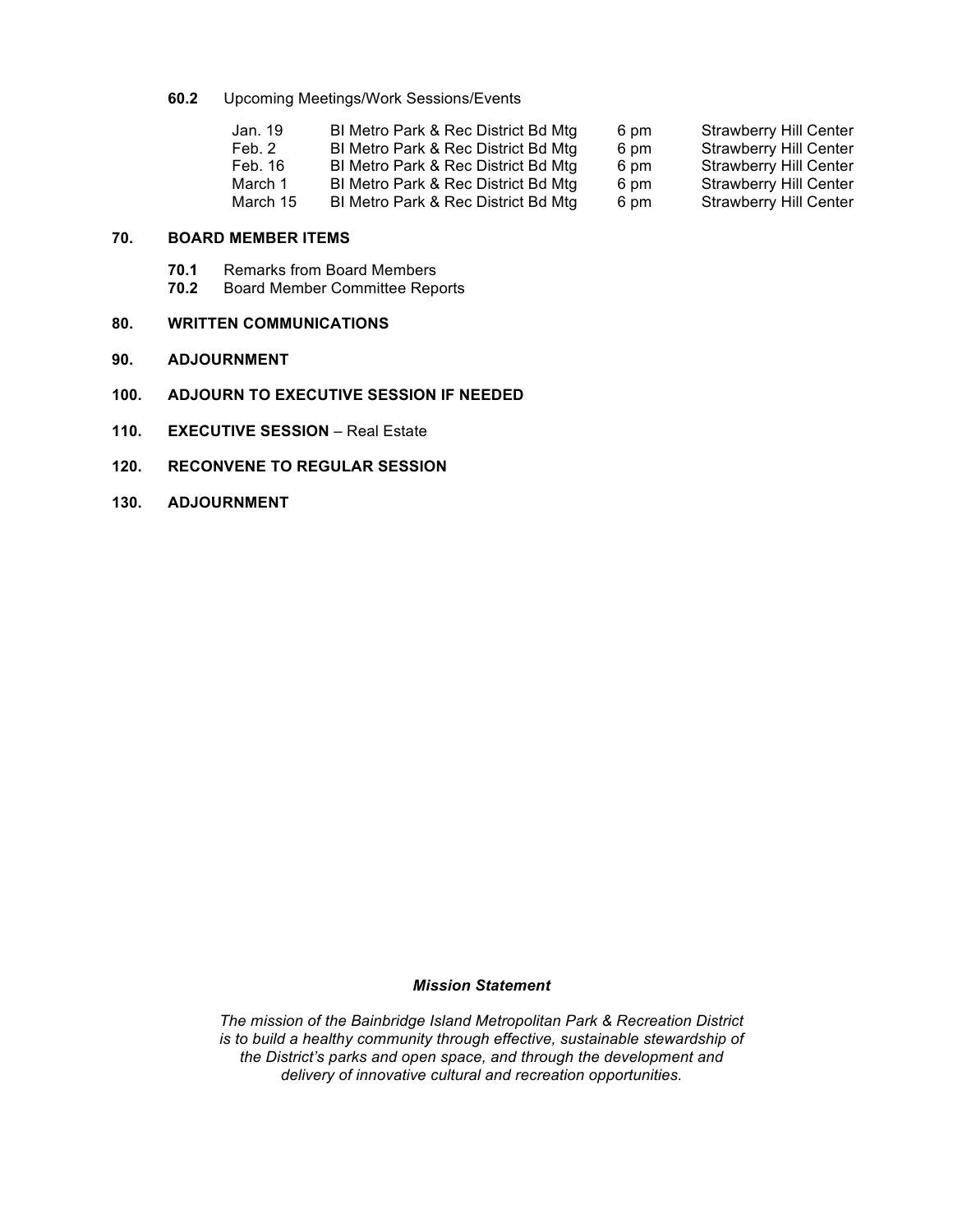**60.2** Upcoming Meetings/Work Sessions/Events

| | | | |
|---|---|---|---|
| Jan. 19 | BI Metro Park & Rec District Bd Mtg | 6 pm | Strawberry Hill Center |
| Feb. 2 | BI Metro Park & Rec District Bd Mtg | 6 pm | Strawberry Hill Center |
| Feb. 16 | BI Metro Park & Rec District Bd Mtg | 6 pm | Strawberry Hill Center |
| March 1 | BI Metro Park & Rec District Bd Mtg | 6 pm | Strawberry Hill Center |
| March 15 | BI Metro Park & Rec District Bd Mtg | 6 pm | Strawberry Hill Center |

**70. BOARD MEMBER ITEMS**

- **70.1** Remarks from Board Members
- **70.2** Board Member Committee Reports

**80. WRITTEN COMMUNICATIONS**

**90. ADJOURNMENT**

**100. ADJOURN TO EXECUTIVE SESSION IF NEEDED**

**110. EXECUTIVE SESSION** – Real Estate

**120. RECONVENE TO REGULAR SESSION**

**130. ADJOURNMENT**

***Mission Statement***

*The mission of the Bainbridge Island Metropolitan Park & Recreation District is to build a healthy community through effective, sustainable stewardship of the District's parks and open space, and through the development and delivery of innovative cultural and recreation opportunities.*